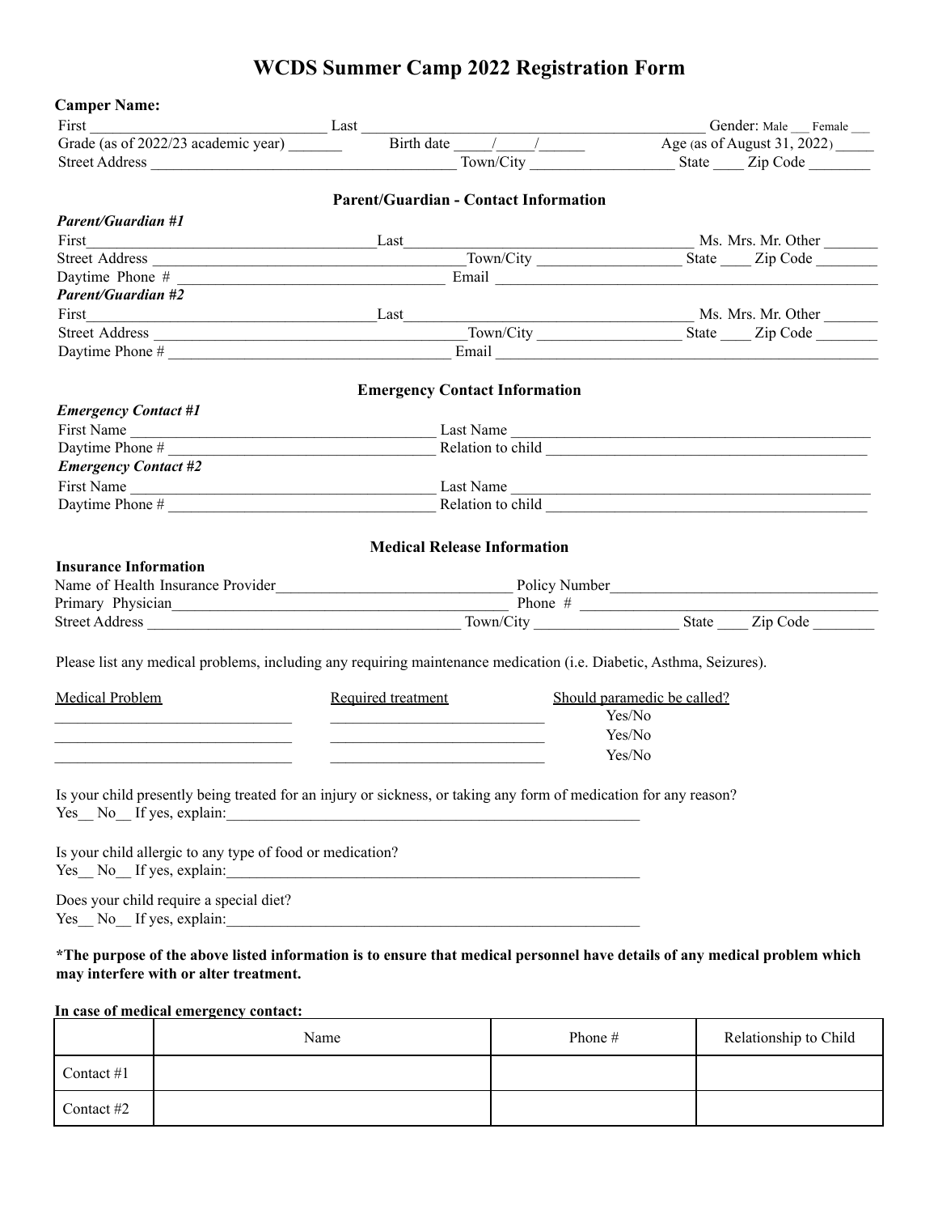# WCDS Summer Camp 2022 Registration Form

**Camper Name:**

First ________________________________ Last ________________________________________ Gender: Male ___ Female ___

Grade (as of 2022/23 academic year) _______ Birth date _____/_____/______ Age (as of August 31, 2022) _____

Street Address ________________________________________ Town/City __________________ State ____ Zip Code ________

## Parent/Guardian - Contact Information

***Parent/Guardian #1***

First_____________________________________Last____________________________________ Ms. Mrs. Mr. Other _______

Street Address ________________________________________Town/City __________________ State ____ Zip Code ________

Daytime Phone # __________________________________ Email ________________________________________________

***Parent/Guardian #2***

First_____________________________________Last____________________________________ Ms. Mrs. Mr. Other _______

Street Address ________________________________________Town/City __________________ State ____ Zip Code ________

Daytime Phone # ___________________________________ Email ________________________________________________

## Emergency Contact Information

***Emergency Contact #1***

First Name ________________________________________ Last Name ______________________________________________

Daytime Phone # ___________________________________ Relation to child ________________________________________

***Emergency Contact #2***

First Name ________________________________________ Last Name ______________________________________________

Daytime Phone # ___________________________________ Relation to child ________________________________________

## Medical Release Information

**Insurance Information**

Name of Health Insurance Provider______________________________ Policy Number___________________________________

Primary Physician_____________________________________________ Phone # ______________________________________

Street Address ________________________________________ Town/City __________________ State ____ Zip Code ________

Please list any medical problems, including any requiring maintenance medication (i.e. Diabetic, Asthma, Seizures).

| Medical Problem | Required treatment | Should paramedic be called? |
|---|---|---|
| ______________________________ | ___________________________ | Yes/No |
| ______________________________ | ___________________________ | Yes/No |
| ______________________________ | ___________________________ | Yes/No |

Is your child presently being treated for an injury or sickness, or taking any form of medication for any reason?
Yes__ No__ If yes, explain:________________________________________________________

Is your child allergic to any type of food or medication?
Yes__ No__ If yes, explain:________________________________________________________

Does your child require a special diet?
Yes__ No__ If yes, explain:________________________________________________________

**\*The purpose of the above listed information is to ensure that medical personnel have details of any medical problem which may interfere with or alter treatment.**

**In case of medical emergency contact:**

| | Name | Phone # | Relationship to Child |
|---|---|---|---|
| Contact #1 | | | |
| Contact #2 | | | |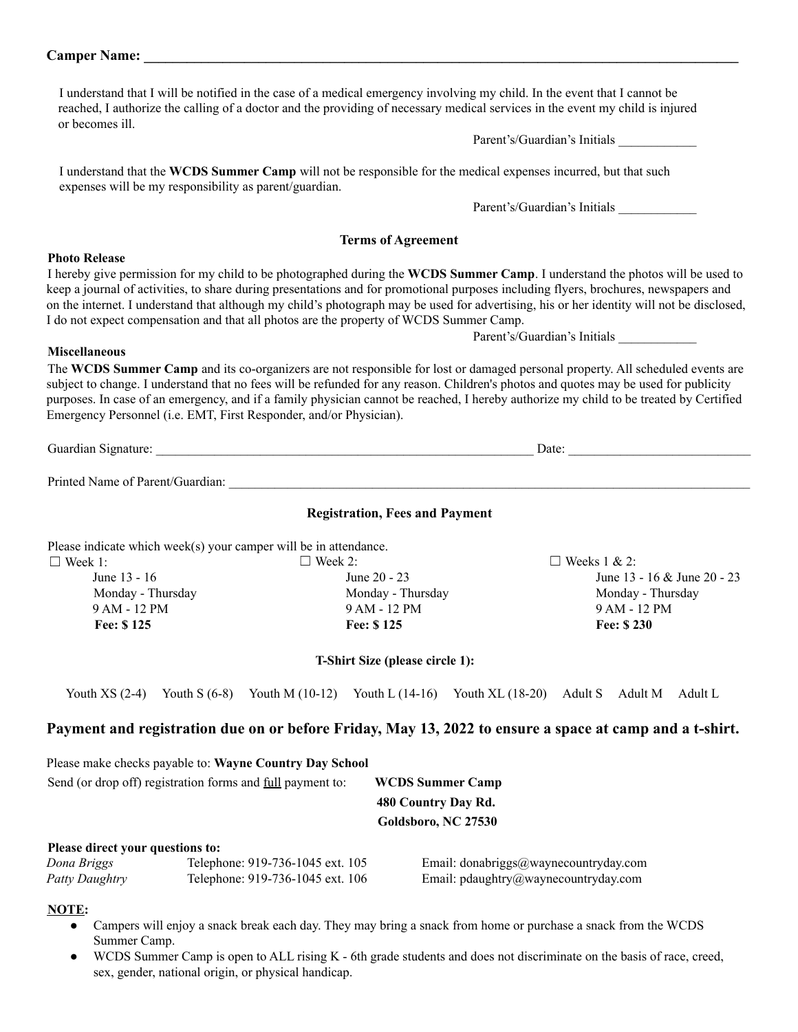**Camper Name:** ___________________________________________________________________________

I understand that I will be notified in the case of a medical emergency involving my child. In the event that I cannot be reached, I authorize the calling of a doctor and the providing of necessary medical services in the event my child is injured or becomes ill.

Parent's/Guardian's Initials ____________

I understand that the **WCDS Summer Camp** will not be responsible for the medical expenses incurred, but that such expenses will be my responsibility as parent/guardian.

Parent's/Guardian's Initials ____________

## Terms of Agreement

**Photo Release**

I hereby give permission for my child to be photographed during the **WCDS Summer Camp**. I understand the photos will be used to keep a journal of activities, to share during presentations and for promotional purposes including flyers, brochures, newspapers and on the internet. I understand that although my child's photograph may be used for advertising, his or her identity will not be disclosed, I do not expect compensation and that all photos are the property of WCDS Summer Camp.

Parent's/Guardian's Initials ____________

**Miscellaneous**

The **WCDS Summer Camp** and its co-organizers are not responsible for lost or damaged personal property. All scheduled events are subject to change. I understand that no fees will be refunded for any reason. Children's photos and quotes may be used for publicity purposes. In case of an emergency, and if a family physician cannot be reached, I hereby authorize my child to be treated by Certified Emergency Personnel (i.e. EMT, First Responder, and/or Physician).

Guardian Signature: ______________________________________________________ Date: ___________________________

Printed Name of Parent/Guardian: ___________________________________________________________________________

## Registration, Fees and Payment

Please indicate which week(s) your camper will be in attendance.

| ☐ Week 1: | ☐ Week 2: | ☐ Weeks 1 & 2: |
|---|---|---|
| June 13 - 16 | June 20 - 23 | June 13 - 16 & June 20 - 23 |
| Monday - Thursday | Monday - Thursday | Monday - Thursday |
| 9 AM - 12 PM | 9 AM - 12 PM | 9 AM - 12 PM |
| **Fee: $ 125** | **Fee: $ 125** | **Fee: $ 230** |

**T-Shirt Size (please circle 1):**

Youth XS (2-4) Youth S (6-8) Youth M (10-12) Youth L (14-16) Youth XL (18-20) Adult S Adult M Adult L

### Payment and registration due on or before Friday, May 13, 2022 to ensure a space at camp and a t-shirt.

Please make checks payable to: **Wayne Country Day School**

Send (or drop off) registration forms and full payment to:

**WCDS Summer Camp**
**480 Country Day Rd.**
**Goldsboro, NC 27530**

**Please direct your questions to:**

| | | |
|---|---|---|
| *Dona Briggs* | Telephone: 919-736-1045 ext. 105 | Email: donabriggs@waynecountryday.com |
| *Patty Daughtry* | Telephone: 919-736-1045 ext. 106 | Email: pdaughtry@waynecountryday.com |

**NOTE:**

- Campers will enjoy a snack break each day. They may bring a snack from home or purchase a snack from the WCDS Summer Camp.
- WCDS Summer Camp is open to ALL rising K - 6th grade students and does not discriminate on the basis of race, creed, sex, gender, national origin, or physical handicap.